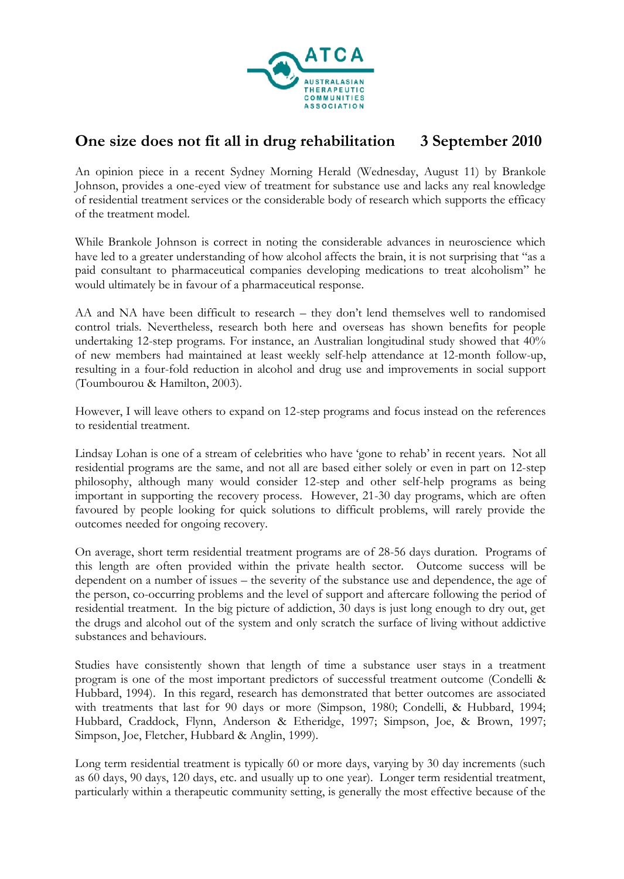ATCA

AUSTRALASIAN THERAPEUTIC COMMUNITIES ASSOCIATION

# One size does not fit all in drug rehabilitation 3 September 2010

An opinion piece in a recent Sydney Morning Herald (Wednesday, August 11) by Brankole Johnson, provides a one-eyed view of treatment for substance use and lacks any real knowledge of residential treatment services or the considerable body of research which supports the efficacy of the treatment model.

While Brankole Johnson is correct in noting the considerable advances in neuroscience which have led to a greater understanding of how alcohol affects the brain, it is not surprising that "as a paid consultant to pharmaceutical companies developing medications to treat alcoholism" he would ultimately be in favour of a pharmaceutical response.

AA and NA have been difficult to research – they don't lend themselves well to randomised control trials. Nevertheless, research both here and overseas has shown benefits for people undertaking 12-step programs. For instance, an Australian longitudinal study showed that 40% of new members had maintained at least weekly self-help attendance at 12-month follow-up, resulting in a four-fold reduction in alcohol and drug use and improvements in social support (Toumbourou & Hamilton, 2003).

However, I will leave others to expand on 12-step programs and focus instead on the references to residential treatment.

Lindsay Lohan is one of a stream of celebrities who have 'gone to rehab' in recent years. Not all residential programs are the same, and not all are based either solely or even in part on 12-step philosophy, although many would consider 12-step and other self-help programs as being important in supporting the recovery process. However, 21-30 day programs, which are often favoured by people looking for quick solutions to difficult problems, will rarely provide the outcomes needed for ongoing recovery.

On average, short term residential treatment programs are of 28-56 days duration. Programs of this length are often provided within the private health sector. Outcome success will be dependent on a number of issues – the severity of the substance use and dependence, the age of the person, co-occurring problems and the level of support and aftercare following the period of residential treatment. In the big picture of addiction, 30 days is just long enough to dry out, get the drugs and alcohol out of the system and only scratch the surface of living without addictive substances and behaviours.

Studies have consistently shown that length of time a substance user stays in a treatment program is one of the most important predictors of successful treatment outcome (Condelli & Hubbard, 1994). In this regard, research has demonstrated that better outcomes are associated with treatments that last for 90 days or more (Simpson, 1980; Condelli, & Hubbard, 1994; Hubbard, Craddock, Flynn, Anderson & Etheridge, 1997; Simpson, Joe, & Brown, 1997; Simpson, Joe, Fletcher, Hubbard & Anglin, 1999).

Long term residential treatment is typically 60 or more days, varying by 30 day increments (such as 60 days, 90 days, 120 days, etc. and usually up to one year). Longer term residential treatment, particularly within a therapeutic community setting, is generally the most effective because of the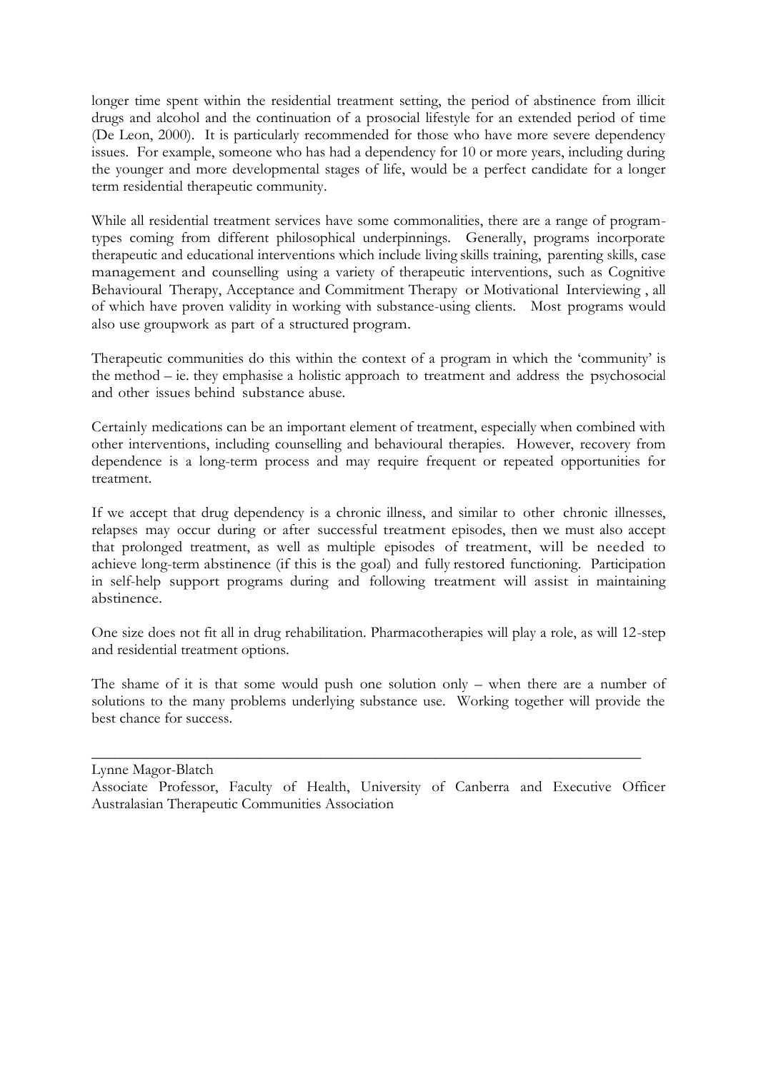longer time spent within the residential treatment setting, the period of abstinence from illicit drugs and alcohol and the continuation of a prosocial lifestyle for an extended period of time (De Leon, 2000). It is particularly recommended for those who have more severe dependency issues. For example, someone who has had a dependency for 10 or more years, including during the younger and more developmental stages of life, would be a perfect candidate for a longer term residential therapeutic community.

While all residential treatment services have some commonalities, there are a range of program-types coming from different philosophical underpinnings. Generally, programs incorporate therapeutic and educational interventions which include living skills training, parenting skills, case management and counselling using a variety of therapeutic interventions, such as Cognitive Behavioural Therapy, Acceptance and Commitment Therapy or Motivational Interviewing , all of which have proven validity in working with substance-using clients. Most programs would also use groupwork as part of a structured program.

Therapeutic communities do this within the context of a program in which the 'community' is the method – ie. they emphasise a holistic approach to treatment and address the psychosocial and other issues behind substance abuse.

Certainly medications can be an important element of treatment, especially when combined with other interventions, including counselling and behavioural therapies. However, recovery from dependence is a long-term process and may require frequent or repeated opportunities for treatment.

If we accept that drug dependency is a chronic illness, and similar to other chronic illnesses, relapses may occur during or after successful treatment episodes, then we must also accept that prolonged treatment, as well as multiple episodes of treatment, will be needed to achieve long-term abstinence (if this is the goal) and fully restored functioning. Participation in self-help support programs during and following treatment will assist in maintaining abstinence.

One size does not fit all in drug rehabilitation. Pharmacotherapies will play a role, as will 12-step and residential treatment options.

The shame of it is that some would push one solution only – when there are a number of solutions to the many problems underlying substance use. Working together will provide the best chance for success.

---

Lynne Magor-Blatch

Associate Professor, Faculty of Health, University of Canberra and Executive Officer Australasian Therapeutic Communities Association